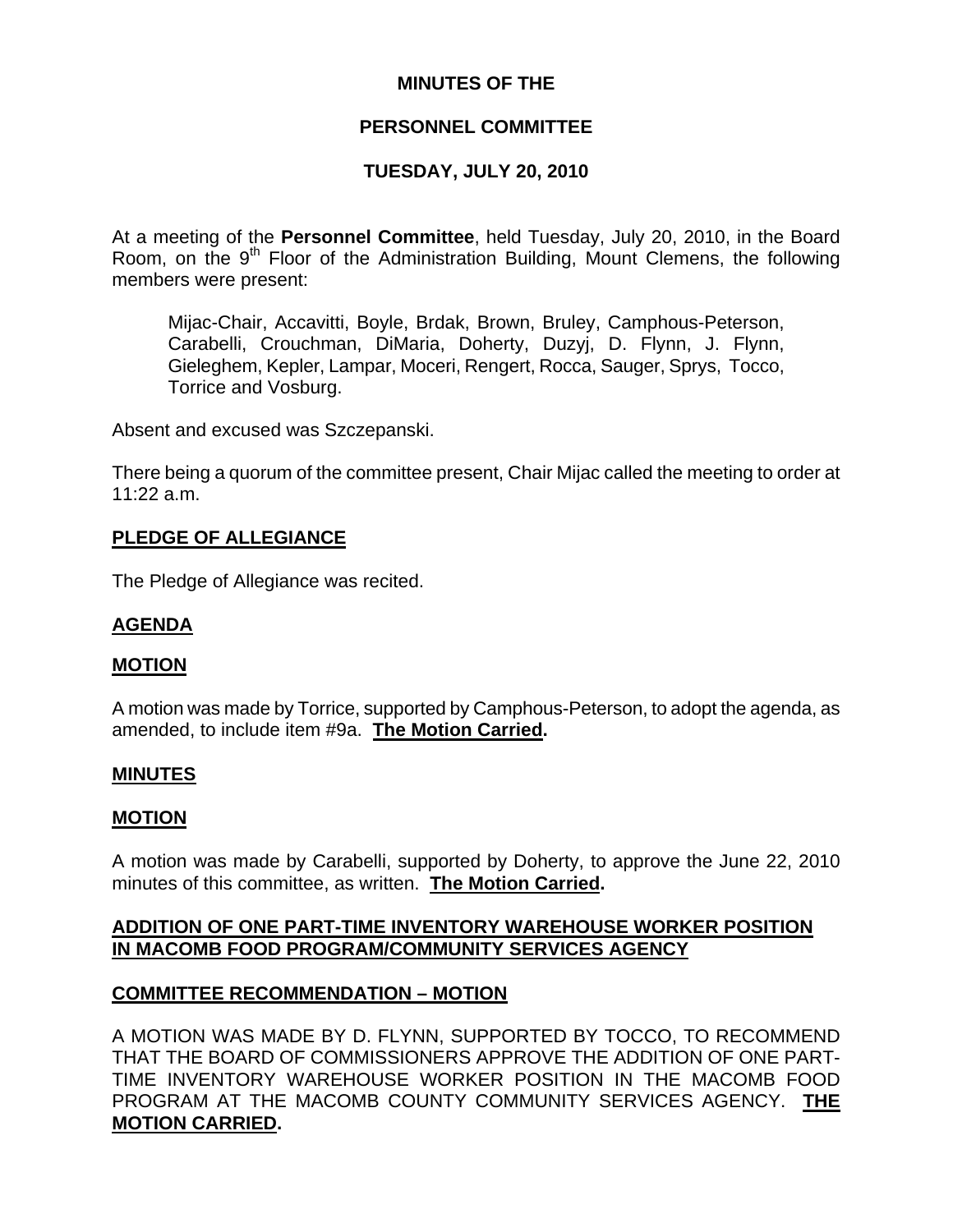# MINUTES OF THE

# PERSONNEL COMMITTEE

# TUESDAY, JULY 20, 2010

At a meeting of the **Personnel Committee**, held Tuesday, July 20, 2010, in the Board Room, on the 9th Floor of the Administration Building, Mount Clemens, the following members were present:

> Mijac-Chair, Accavitti, Boyle, Brdak, Brown, Bruley, Camphous-Peterson, Carabelli, Crouchman, DiMaria, Doherty, Duzyj, D. Flynn, J. Flynn, Gieleghem, Kepler, Lampar, Moceri, Rengert, Rocca, Sauger, Sprys, Tocco, Torrice and Vosburg.

Absent and excused was Szczepanski.

There being a quorum of the committee present, Chair Mijac called the meeting to order at 11:22 a.m.

## PLEDGE OF ALLEGIANCE

The Pledge of Allegiance was recited.

## AGENDA

## MOTION

A motion was made by Torrice, supported by Camphous-Peterson, to adopt the agenda, as amended, to include item #9a. **The Motion Carried.**

## MINUTES

## MOTION

A motion was made by Carabelli, supported by Doherty, to approve the June 22, 2010 minutes of this committee, as written. **The Motion Carried.**

## ADDITION OF ONE PART-TIME INVENTORY WAREHOUSE WORKER POSITION IN MACOMB FOOD PROGRAM/COMMUNITY SERVICES AGENCY

## COMMITTEE RECOMMENDATION – MOTION

A MOTION WAS MADE BY D. FLYNN, SUPPORTED BY TOCCO, TO RECOMMEND THAT THE BOARD OF COMMISSIONERS APPROVE THE ADDITION OF ONE PART-TIME INVENTORY WAREHOUSE WORKER POSITION IN THE MACOMB FOOD PROGRAM AT THE MACOMB COUNTY COMMUNITY SERVICES AGENCY. **THE MOTION CARRIED.**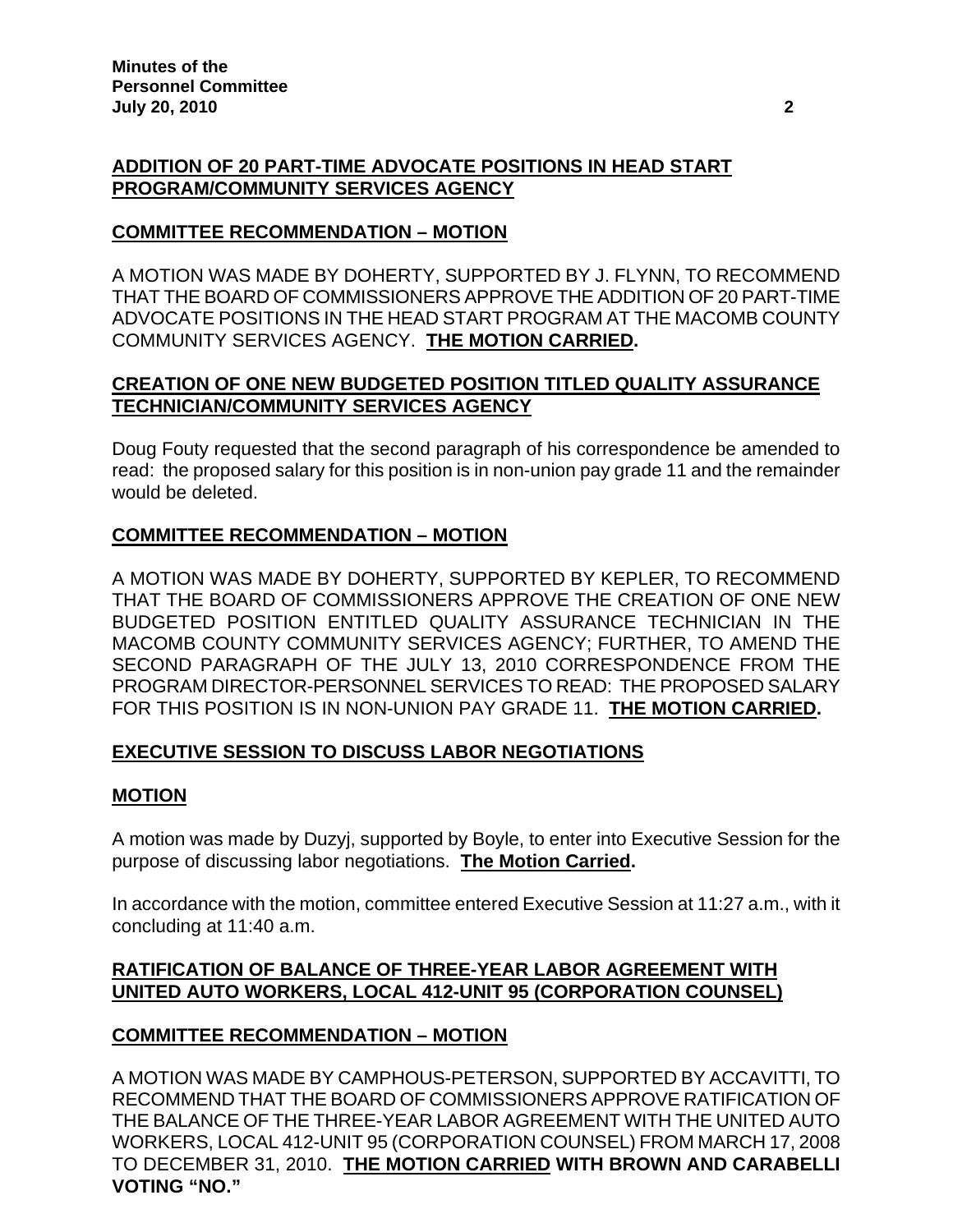## ADDITION OF 20 PART-TIME ADVOCATE POSITIONS IN HEAD START PROGRAM/COMMUNITY SERVICES AGENCY

### COMMITTEE RECOMMENDATION – MOTION

A MOTION WAS MADE BY DOHERTY, SUPPORTED BY J. FLYNN, TO RECOMMEND THAT THE BOARD OF COMMISSIONERS APPROVE THE ADDITION OF 20 PART-TIME ADVOCATE POSITIONS IN THE HEAD START PROGRAM AT THE MACOMB COUNTY COMMUNITY SERVICES AGENCY. **THE MOTION CARRIED.**

## CREATION OF ONE NEW BUDGETED POSITION TITLED QUALITY ASSURANCE TECHNICIAN/COMMUNITY SERVICES AGENCY

Doug Fouty requested that the second paragraph of his correspondence be amended to read: the proposed salary for this position is in non-union pay grade 11 and the remainder would be deleted.

### COMMITTEE RECOMMENDATION – MOTION

A MOTION WAS MADE BY DOHERTY, SUPPORTED BY KEPLER, TO RECOMMEND THAT THE BOARD OF COMMISSIONERS APPROVE THE CREATION OF ONE NEW BUDGETED POSITION ENTITLED QUALITY ASSURANCE TECHNICIAN IN THE MACOMB COUNTY COMMUNITY SERVICES AGENCY; FURTHER, TO AMEND THE SECOND PARAGRAPH OF THE JULY 13, 2010 CORRESPONDENCE FROM THE PROGRAM DIRECTOR-PERSONNEL SERVICES TO READ: THE PROPOSED SALARY FOR THIS POSITION IS IN NON-UNION PAY GRADE 11. **THE MOTION CARRIED.**

## EXECUTIVE SESSION TO DISCUSS LABOR NEGOTIATIONS

### MOTION

A motion was made by Duzyj, supported by Boyle, to enter into Executive Session for the purpose of discussing labor negotiations. **The Motion Carried.**

In accordance with the motion, committee entered Executive Session at 11:27 a.m., with it concluding at 11:40 a.m.

## RATIFICATION OF BALANCE OF THREE-YEAR LABOR AGREEMENT WITH UNITED AUTO WORKERS, LOCAL 412-UNIT 95 (CORPORATION COUNSEL)

### COMMITTEE RECOMMENDATION – MOTION

A MOTION WAS MADE BY CAMPHOUS-PETERSON, SUPPORTED BY ACCAVITTI, TO RECOMMEND THAT THE BOARD OF COMMISSIONERS APPROVE RATIFICATION OF THE BALANCE OF THE THREE-YEAR LABOR AGREEMENT WITH THE UNITED AUTO WORKERS, LOCAL 412-UNIT 95 (CORPORATION COUNSEL) FROM MARCH 17, 2008 TO DECEMBER 31, 2010. **THE MOTION CARRIED WITH BROWN AND CARABELLI VOTING "NO."**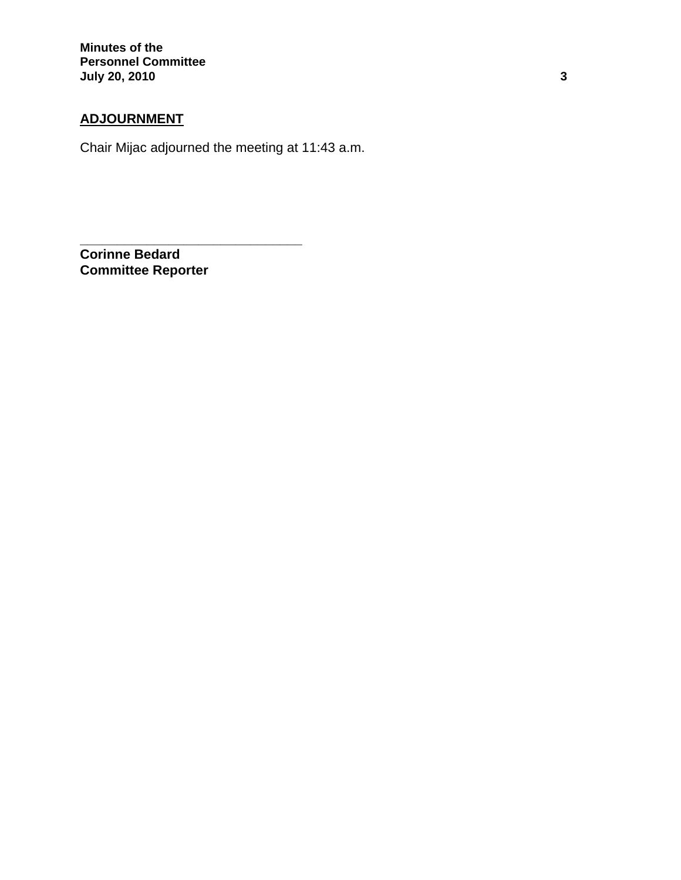## ADJOURNMENT

Chair Mijac adjourned the meeting at 11:43 a.m.

\_\_\_\_\_\_\_\_\_\_\_\_\_\_\_\_\_\_\_\_\_\_\_\_\_\_\_\_\_\_\_\_

**Corinne Bedard**
**Committee Reporter**